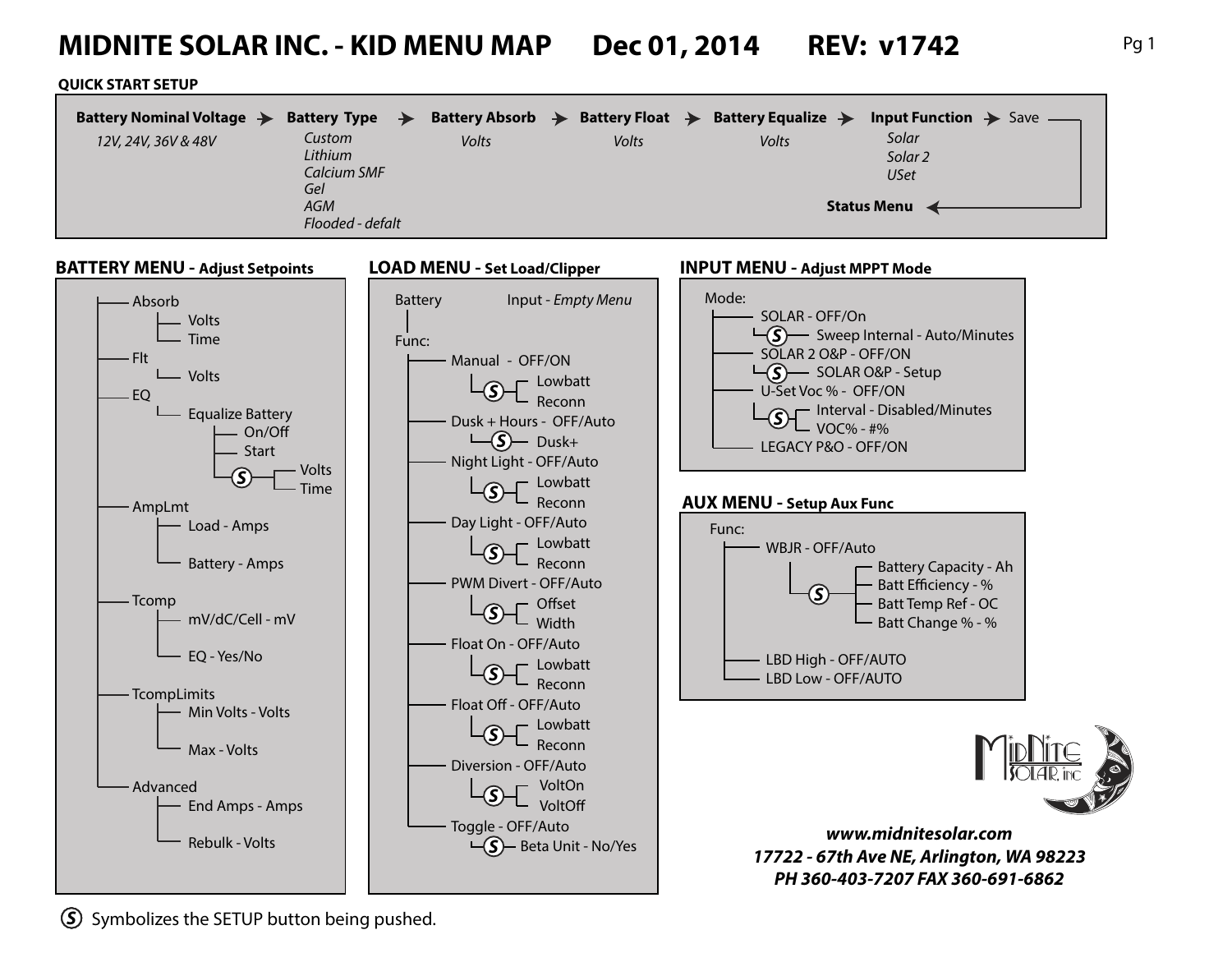# MIDNITE SOLAR INC. - KID MENU MAP Dec 01, 2014 REV: v1742

## QUICK START SETUP

**Battery Nominal Voltage** → **Battery Type** → **Battery Absorb** → **Battery Float** → **Battery Equalize** → **Input Function** → Save → **Status Menu**

- **Battery Nominal Voltage**: *12V, 24V, 36V & 48V*
- **Battery Type**: *Custom*, *Lithium*, *Calcium SMF*, *Gel*, *AGM*, *Flooded - defalt*
- **Battery Absorb**: *Volts*
- **Battery Float**: *Volts*
- **Battery Equalize**: *Volts*
- **Input Function**: *Solar*, *Solar 2*, *USet*

## BATTERY MENU - Adjust Setpoints

- Absorb
  - Volts
  - Time
- Flt
  - Volts
- EQ
  - Equalize Battery
    - On/Off
    - Start
    - Ⓢ
      - Volts
      - Time
- AmpLmt
  - Load - Amps
  - Battery - Amps
- Tcomp
  - mV/dC/Cell - mV
  - EQ - Yes/No
- TcompLimits
  - Min Volts - Volts
  - Max - Volts
- Advanced
  - End Amps - Amps
  - Rebulk - Volts

## LOAD MENU - Set Load/Clipper

Battery | Input - *Empty Menu*

- Func:
  - Manual - OFF/ON
    - Ⓢ
      - Lowbatt
      - Reconn
  - Dusk + Hours - OFF/Auto
    - Ⓢ Dusk+
  - Night Light - OFF/Auto
    - Ⓢ
      - Lowbatt
      - Reconn
  - Day Light - OFF/Auto
    - Ⓢ
      - Lowbatt
      - Reconn
  - PWM Divert - OFF/Auto
    - Ⓢ
      - Offset
      - Width
  - Float On - OFF/Auto
    - Ⓢ
      - Lowbatt
      - Reconn
  - Float Off - OFF/Auto
    - Ⓢ
      - Lowbatt
      - Reconn
  - Diversion - OFF/Auto
    - Ⓢ
      - VoltOn
      - VoltOff
  - Toggle - OFF/Auto
    - Ⓢ Beta Unit - No/Yes

## INPUT MENU - Adjust MPPT Mode

- Mode:
  - SOLAR - OFF/On
    - Ⓢ Sweep Internal - Auto/Minutes
  - SOLAR 2 O&P - OFF/ON
    - Ⓢ SOLAR O&P - Setup
  - U-Set Voc % - OFF/ON
    - Ⓢ
      - Interval - Disabled/Minutes
      - VOC% - #%
  - LEGACY P&O - OFF/ON

## AUX MENU - Setup Aux Func

- Func:
  - WBJR - OFF/Auto
    - Ⓢ
      - Battery Capacity - Ah
      - Batt Efficiency - %
      - Batt Temp Ref - OC
      - Batt Change % - %
  - LBD High - OFF/AUTO
  - LBD Low - OFF/AUTO

***www.midnitesolar.com***
***17722 - 67th Ave NE, Arlington, WA 98223***
***PH 360-403-7207 FAX 360-691-6862***

Ⓢ Symbolizes the SETUP button being pushed.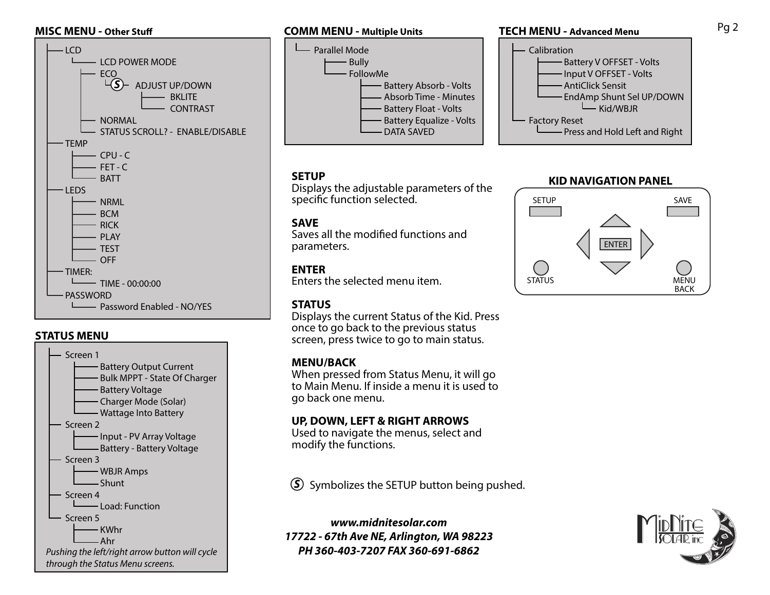## MISC MENU - Other Stuff

- LCD
  - LCD POWER MODE
  - ECO
    - Ⓢ ADJUST UP/DOWN
      - BKLITE
      - CONTRAST
  - NORMAL
  - STATUS SCROLL? - ENABLE/DISABLE
- TEMP
  - CPU - C
  - FET - C
  - BATT
- LEDS
  - NRML
  - BCM
  - RICK
  - PLAY
  - TEST
  - OFF
- TIMER:
  - TIME - 00:00:00
- PASSWORD
  - Password Enabled - NO/YES

## STATUS MENU

- Screen 1
  - Battery Output Current
  - Bulk MPPT - State Of Charger
  - Battery Voltage
  - Charger Mode (Solar)
  - Wattage Into Battery
- Screen 2
  - Input - PV Array Voltage
  - Battery - Battery Voltage
- Screen 3
  - WBJR Amps
  - Shunt
- Screen 4
  - Load: Function
- Screen 5
  - KWhr
  - Ahr

*Pushing the left/right arrow button will cycle through the Status Menu screens.*

## COMM MENU - Multiple Units

- Parallel Mode
  - Bully
  - FollowMe
    - Battery Absorb - Volts
    - Absorb Time - Minutes
    - Battery Float - Volts
    - Battery Equalize - Volts
    - DATA SAVED

## TECH MENU - Advanced Menu

- Calibration
  - Battery V OFFSET - Volts
  - Input V OFFSET - Volts
  - AntiClick Sensit
  - EndAmp Shunt Sel UP/DOWN
    - Kid/WBJR
- Factory Reset
  - Press and Hold Left and Right

**SETUP**
Displays the adjustable parameters of the specific function selected.

**SAVE**
Saves all the modified functions and parameters.

**ENTER**
Enters the selected menu item.

**STATUS**
Displays the current Status of the Kid. Press once to go back to the previous status screen, press twice to go to main status.

**MENU/BACK**
When pressed from Status Menu, it will go to Main Menu. If inside a menu it is used to go back one menu.

**UP, DOWN, LEFT & RIGHT ARROWS**
Used to navigate the menus, select and modify the functions.

Ⓢ Symbolizes the SETUP button being pushed.

## KID NAVIGATION PANEL

SETUP
SAVE
ENTER
STATUS
MENU BACK

***www.midnitesolar.com***
***17722 - 67th Ave NE, Arlington, WA 98223***
***PH 360-403-7207 FAX 360-691-6862***

MidNite Solar, inc